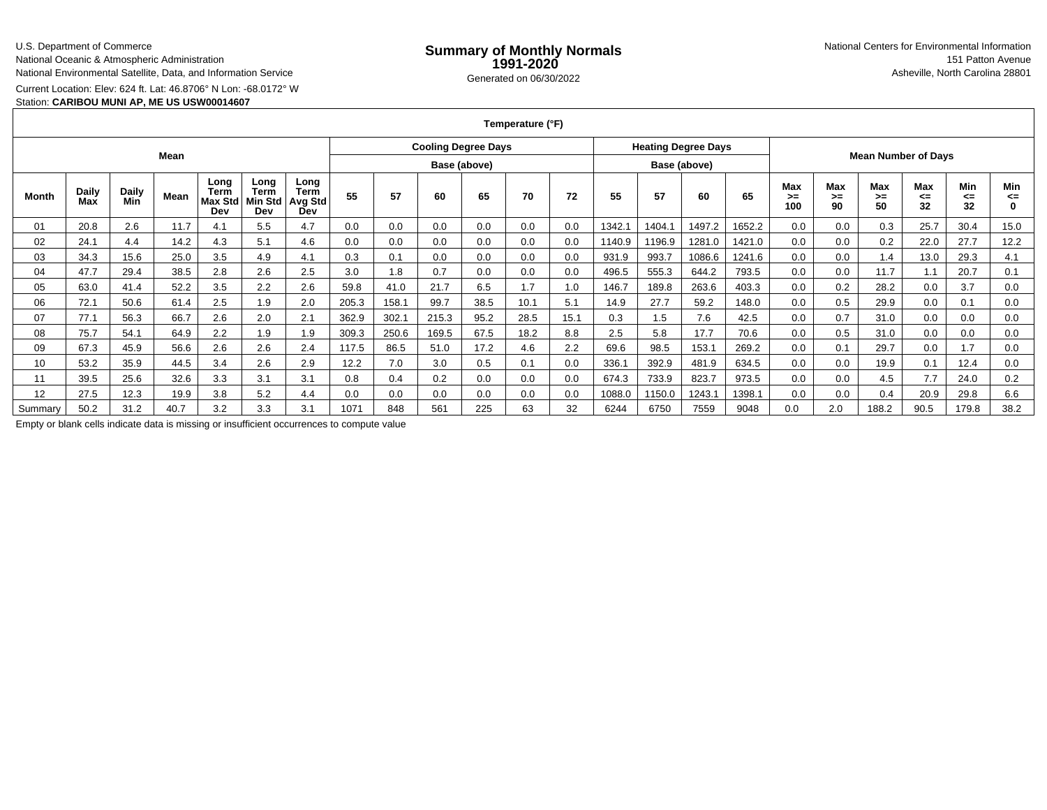U.S. Department of Commerce
National Oceanic & Atmospheric Administration
National Environmental Satellite, Data, and Information Service

# Summary of Monthly Normals 1991-2020

Generated on 06/30/2022

National Centers for Environmental Information
151 Patton Avenue
Asheville, North Carolina 28801

Current Location: Elev: 624 ft. Lat: 46.8706° N Lon: -68.0172° W
Station: **CARIBOU MUNI AP, ME US USW00014607**

| Temperature (°F) | | | | | | | | | | | | | | | | | | | | | | |
|---|---|---|---|---|---|---|---|---|---|---|---|---|---|---|---|---|---|---|---|---|---|---|
| Mean | | | | | | | Cooling Degree Days Base (above) | | | | | | Heating Degree Days Base (above) | | | | Mean Number of Days | | | | | |
| Month | Daily Max | Daily Min | Mean | Long Term Max Std Dev | Long Term Min Std Dev | Long Term Avg Std Dev | 55 | 57 | 60 | 65 | 70 | 72 | 55 | 57 | 60 | 65 | Max >= 100 | Max >= 90 | Max >= 50 | Max <= 32 | Min <= 32 | Min <= 0 |
| 01 | 20.8 | 2.6 | 11.7 | 4.1 | 5.5 | 4.7 | 0.0 | 0.0 | 0.0 | 0.0 | 0.0 | 0.0 | 1342.1 | 1404.1 | 1497.2 | 1652.2 | 0.0 | 0.0 | 0.3 | 25.7 | 30.4 | 15.0 |
| 02 | 24.1 | 4.4 | 14.2 | 4.3 | 5.1 | 4.6 | 0.0 | 0.0 | 0.0 | 0.0 | 0.0 | 0.0 | 1140.9 | 1196.9 | 1281.0 | 1421.0 | 0.0 | 0.0 | 0.2 | 22.0 | 27.7 | 12.2 |
| 03 | 34.3 | 15.6 | 25.0 | 3.5 | 4.9 | 4.1 | 0.3 | 0.1 | 0.0 | 0.0 | 0.0 | 0.0 | 931.9 | 993.7 | 1086.6 | 1241.6 | 0.0 | 0.0 | 1.4 | 13.0 | 29.3 | 4.1 |
| 04 | 47.7 | 29.4 | 38.5 | 2.8 | 2.6 | 2.5 | 3.0 | 1.8 | 0.7 | 0.0 | 0.0 | 0.0 | 496.5 | 555.3 | 644.2 | 793.5 | 0.0 | 0.0 | 11.7 | 1.1 | 20.7 | 0.1 |
| 05 | 63.0 | 41.4 | 52.2 | 3.5 | 2.2 | 2.6 | 59.8 | 41.0 | 21.7 | 6.5 | 1.7 | 1.0 | 146.7 | 189.8 | 263.6 | 403.3 | 0.0 | 0.2 | 28.2 | 0.0 | 3.7 | 0.0 |
| 06 | 72.1 | 50.6 | 61.4 | 2.5 | 1.9 | 2.0 | 205.3 | 158.1 | 99.7 | 38.5 | 10.1 | 5.1 | 14.9 | 27.7 | 59.2 | 148.0 | 0.0 | 0.5 | 29.9 | 0.0 | 0.1 | 0.0 |
| 07 | 77.1 | 56.3 | 66.7 | 2.6 | 2.0 | 2.1 | 362.9 | 302.1 | 215.3 | 95.2 | 28.5 | 15.1 | 0.3 | 1.5 | 7.6 | 42.5 | 0.0 | 0.7 | 31.0 | 0.0 | 0.0 | 0.0 |
| 08 | 75.7 | 54.1 | 64.9 | 2.2 | 1.9 | 1.9 | 309.3 | 250.6 | 169.5 | 67.5 | 18.2 | 8.8 | 2.5 | 5.8 | 17.7 | 70.6 | 0.0 | 0.5 | 31.0 | 0.0 | 0.0 | 0.0 |
| 09 | 67.3 | 45.9 | 56.6 | 2.6 | 2.6 | 2.4 | 117.5 | 86.5 | 51.0 | 17.2 | 4.6 | 2.2 | 69.6 | 98.5 | 153.1 | 269.2 | 0.0 | 0.1 | 29.7 | 0.0 | 1.7 | 0.0 |
| 10 | 53.2 | 35.9 | 44.5 | 3.4 | 2.6 | 2.9 | 12.2 | 7.0 | 3.0 | 0.5 | 0.1 | 0.0 | 336.1 | 392.9 | 481.9 | 634.5 | 0.0 | 0.0 | 19.9 | 0.1 | 12.4 | 0.0 |
| 11 | 39.5 | 25.6 | 32.6 | 3.3 | 3.1 | 3.1 | 0.8 | 0.4 | 0.2 | 0.0 | 0.0 | 0.0 | 674.3 | 733.9 | 823.7 | 973.5 | 0.0 | 0.0 | 4.5 | 7.7 | 24.0 | 0.2 |
| 12 | 27.5 | 12.3 | 19.9 | 3.8 | 5.2 | 4.4 | 0.0 | 0.0 | 0.0 | 0.0 | 0.0 | 0.0 | 1088.0 | 1150.0 | 1243.1 | 1398.1 | 0.0 | 0.0 | 0.4 | 20.9 | 29.8 | 6.6 |
| Summary | 50.2 | 31.2 | 40.7 | 3.2 | 3.3 | 3.1 | 1071 | 848 | 561 | 225 | 63 | 32 | 6244 | 6750 | 7559 | 9048 | 0.0 | 2.0 | 188.2 | 90.5 | 179.8 | 38.2 |

Empty or blank cells indicate data is missing or insufficient occurrences to compute value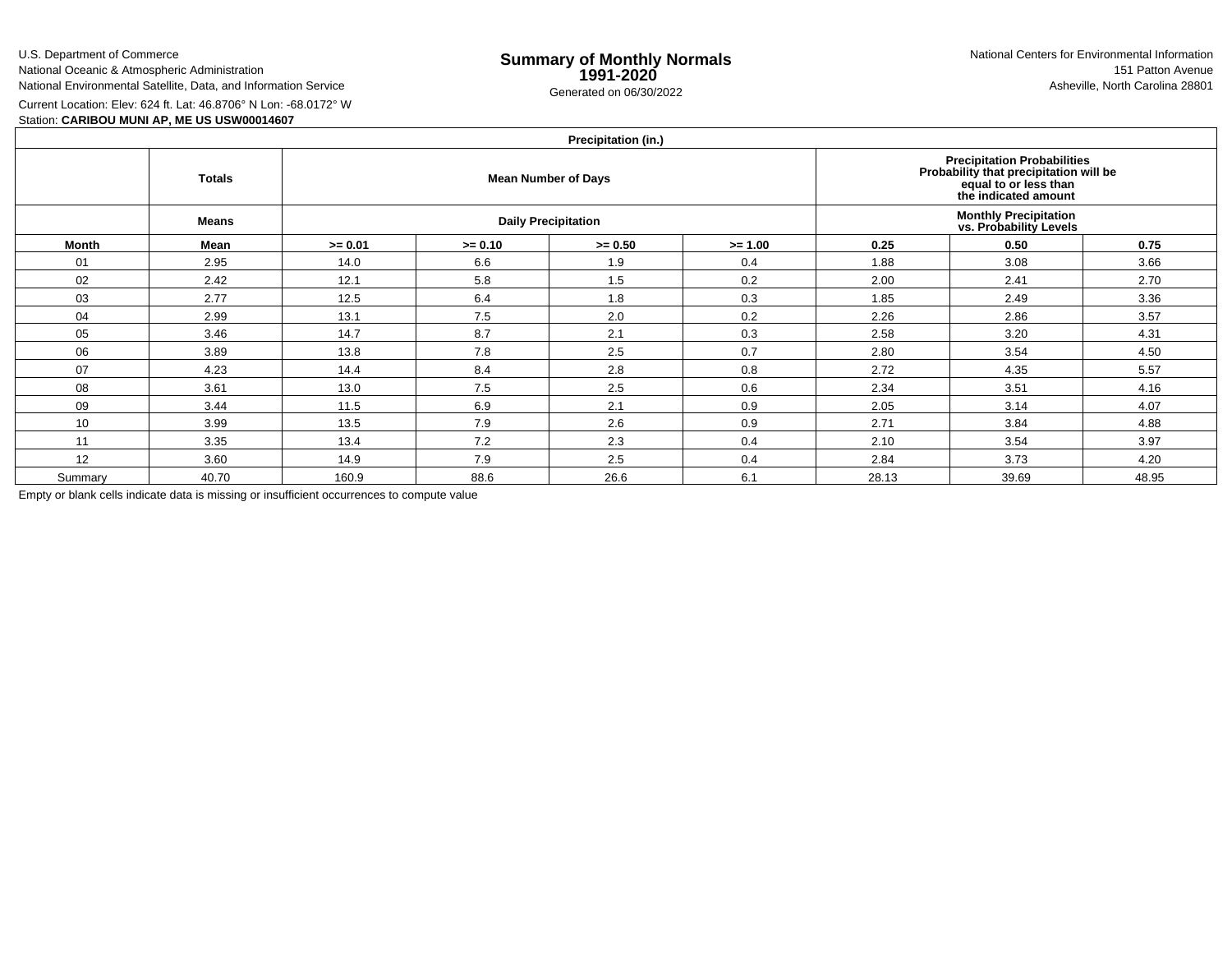U.S. Department of Commerce
National Oceanic & Atmospheric Administration
National Environmental Satellite, Data, and Information Service

# Summary of Monthly Normals 1991-2020

Generated on 06/30/2022

National Centers for Environmental Information
151 Patton Avenue
Asheville, North Carolina 28801

Current Location: Elev: 624 ft. Lat: 46.8706° N Lon: -68.0172° W
Station: **CARIBOU MUNI AP, ME US USW00014607**

| Precipitation (in.) | | | | | | | | |
|---|---|---|---|---|---|---|---|---|
| | **Totals** | **Mean Number of Days** | | | | **Precipitation Probabilities Probability that precipitation will be equal to or less than the indicated amount** | | |
| | **Means** | **Daily Precipitation** | | | | **Monthly Precipitation vs. Probability Levels** | | |
| **Month** | **Mean** | **>= 0.01** | **>= 0.10** | **>= 0.50** | **>= 1.00** | **0.25** | **0.50** | **0.75** |
| 01 | 2.95 | 14.0 | 6.6 | 1.9 | 0.4 | 1.88 | 3.08 | 3.66 |
| 02 | 2.42 | 12.1 | 5.8 | 1.5 | 0.2 | 2.00 | 2.41 | 2.70 |
| 03 | 2.77 | 12.5 | 6.4 | 1.8 | 0.3 | 1.85 | 2.49 | 3.36 |
| 04 | 2.99 | 13.1 | 7.5 | 2.0 | 0.2 | 2.26 | 2.86 | 3.57 |
| 05 | 3.46 | 14.7 | 8.7 | 2.1 | 0.3 | 2.58 | 3.20 | 4.31 |
| 06 | 3.89 | 13.8 | 7.8 | 2.5 | 0.7 | 2.80 | 3.54 | 4.50 |
| 07 | 4.23 | 14.4 | 8.4 | 2.8 | 0.8 | 2.72 | 4.35 | 5.57 |
| 08 | 3.61 | 13.0 | 7.5 | 2.5 | 0.6 | 2.34 | 3.51 | 4.16 |
| 09 | 3.44 | 11.5 | 6.9 | 2.1 | 0.9 | 2.05 | 3.14 | 4.07 |
| 10 | 3.99 | 13.5 | 7.9 | 2.6 | 0.9 | 2.71 | 3.84 | 4.88 |
| 11 | 3.35 | 13.4 | 7.2 | 2.3 | 0.4 | 2.10 | 3.54 | 3.97 |
| 12 | 3.60 | 14.9 | 7.9 | 2.5 | 0.4 | 2.84 | 3.73 | 4.20 |
| Summary | 40.70 | 160.9 | 88.6 | 26.6 | 6.1 | 28.13 | 39.69 | 48.95 |

Empty or blank cells indicate data is missing or insufficient occurrences to compute value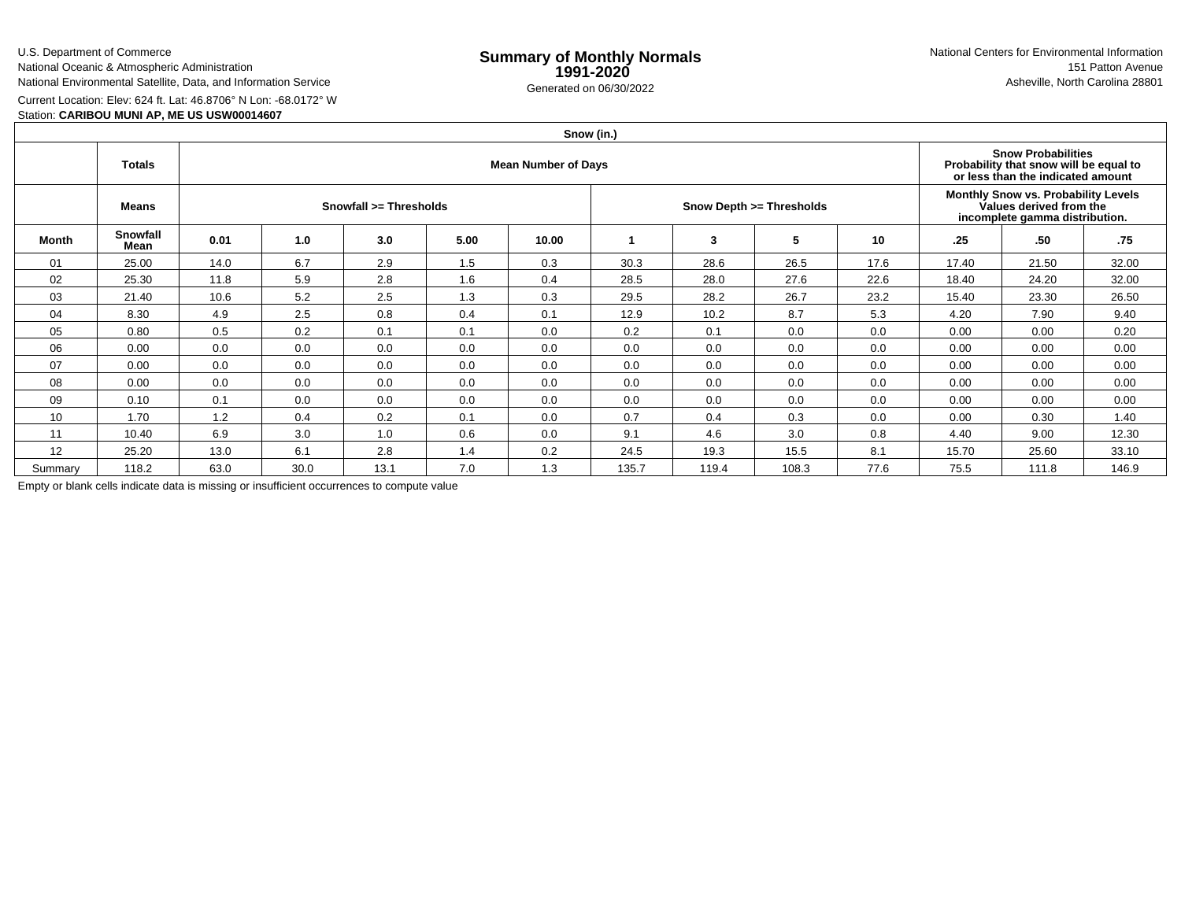U.S. Department of Commerce
National Oceanic & Atmospheric Administration
National Environmental Satellite, Data, and Information Service

# Summary of Monthly Normals 1991-2020

Generated on 06/30/2022

National Centers for Environmental Information
151 Patton Avenue
Asheville, North Carolina 28801

Current Location: Elev: 624 ft. Lat: 46.8706° N Lon: -68.0172° W
Station: **CARIBOU MUNI AP, ME US USW00014607**

| Snow (in.) | | | | | | | | | | | | | |
|---|---|---|---|---|---|---|---|---|---|---|---|---|---|
| | **Totals** | **Mean Number of Days** | | | | | | | | | **Snow Probabilities Probability that snow will be equal to or less than the indicated amount** | | |
| | **Means** | **Snowfall >= Thresholds** | | | | | **Snow Depth >= Thresholds** | | | | **Monthly Snow vs. Probability Levels Values derived from the incomplete gamma distribution.** | | |
| **Month** | **Snowfall Mean** | **0.01** | **1.0** | **3.0** | **5.00** | **10.00** | **1** | **3** | **5** | **10** | **.25** | **.50** | **.75** |
| 01 | 25.00 | 14.0 | 6.7 | 2.9 | 1.5 | 0.3 | 30.3 | 28.6 | 26.5 | 17.6 | 17.40 | 21.50 | 32.00 |
| 02 | 25.30 | 11.8 | 5.9 | 2.8 | 1.6 | 0.4 | 28.5 | 28.0 | 27.6 | 22.6 | 18.40 | 24.20 | 32.00 |
| 03 | 21.40 | 10.6 | 5.2 | 2.5 | 1.3 | 0.3 | 29.5 | 28.2 | 26.7 | 23.2 | 15.40 | 23.30 | 26.50 |
| 04 | 8.30 | 4.9 | 2.5 | 0.8 | 0.4 | 0.1 | 12.9 | 10.2 | 8.7 | 5.3 | 4.20 | 7.90 | 9.40 |
| 05 | 0.80 | 0.5 | 0.2 | 0.1 | 0.1 | 0.0 | 0.2 | 0.1 | 0.0 | 0.0 | 0.00 | 0.00 | 0.20 |
| 06 | 0.00 | 0.0 | 0.0 | 0.0 | 0.0 | 0.0 | 0.0 | 0.0 | 0.0 | 0.0 | 0.00 | 0.00 | 0.00 |
| 07 | 0.00 | 0.0 | 0.0 | 0.0 | 0.0 | 0.0 | 0.0 | 0.0 | 0.0 | 0.0 | 0.00 | 0.00 | 0.00 |
| 08 | 0.00 | 0.0 | 0.0 | 0.0 | 0.0 | 0.0 | 0.0 | 0.0 | 0.0 | 0.0 | 0.00 | 0.00 | 0.00 |
| 09 | 0.10 | 0.1 | 0.0 | 0.0 | 0.0 | 0.0 | 0.0 | 0.0 | 0.0 | 0.0 | 0.00 | 0.00 | 0.00 |
| 10 | 1.70 | 1.2 | 0.4 | 0.2 | 0.1 | 0.0 | 0.7 | 0.4 | 0.3 | 0.0 | 0.00 | 0.30 | 1.40 |
| 11 | 10.40 | 6.9 | 3.0 | 1.0 | 0.6 | 0.0 | 9.1 | 4.6 | 3.0 | 0.8 | 4.40 | 9.00 | 12.30 |
| 12 | 25.20 | 13.0 | 6.1 | 2.8 | 1.4 | 0.2 | 24.5 | 19.3 | 15.5 | 8.1 | 15.70 | 25.60 | 33.10 |
| Summary | 118.2 | 63.0 | 30.0 | 13.1 | 7.0 | 1.3 | 135.7 | 119.4 | 108.3 | 77.6 | 75.5 | 111.8 | 146.9 |

Empty or blank cells indicate data is missing or insufficient occurrences to compute value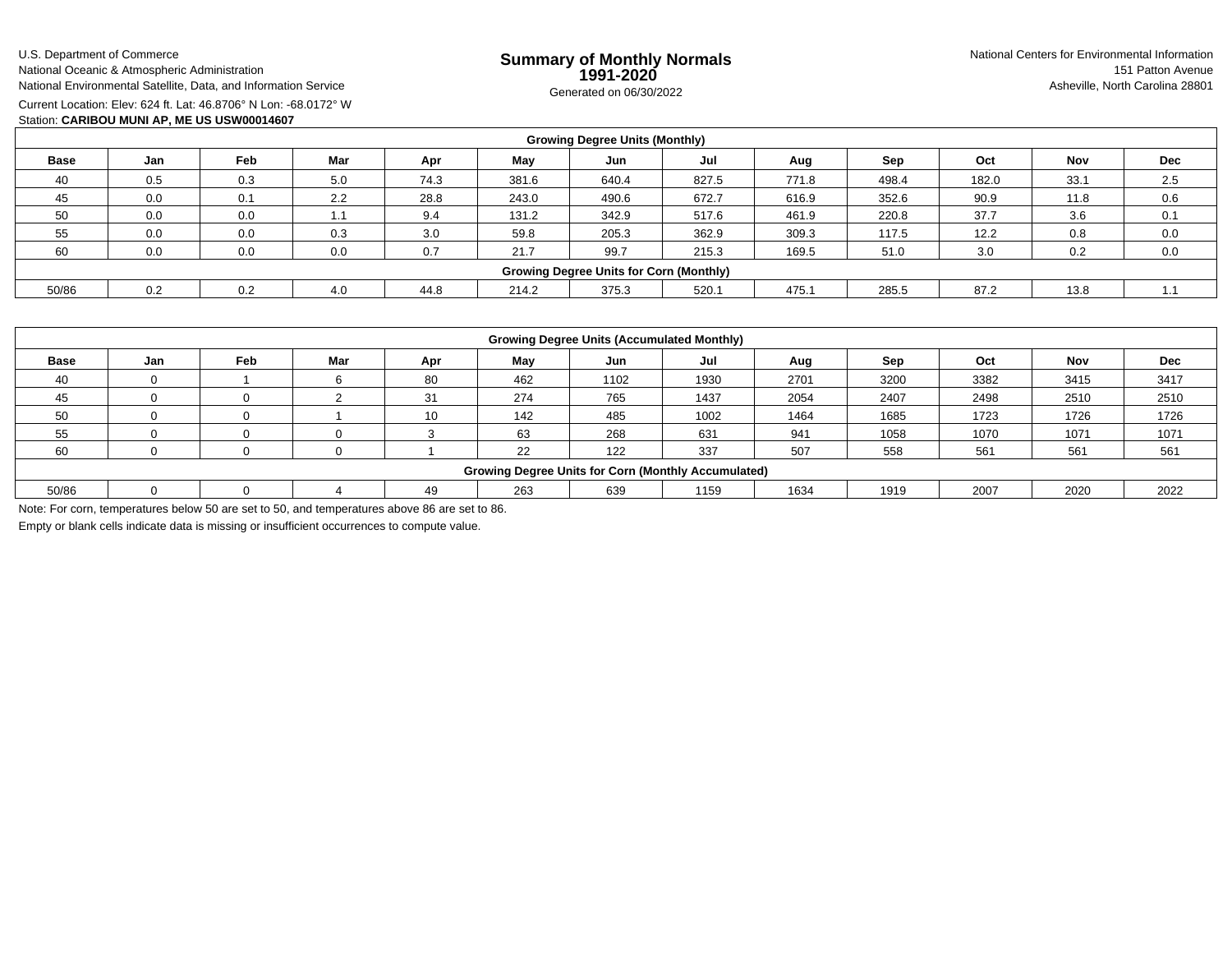U.S. Department of Commerce
National Oceanic & Atmospheric Administration
National Environmental Satellite, Data, and Information Service

# Summary of Monthly Normals 1991-2020

Generated on 06/30/2022

National Centers for Environmental Information
151 Patton Avenue
Asheville, North Carolina 28801

Current Location: Elev: 624 ft. Lat: 46.8706° N Lon: -68.0172° W
Station: **CARIBOU MUNI AP, ME US USW00014607**

| Growing Degree Units (Monthly) | | | | | | | | | | | | |
|---|---|---|---|---|---|---|---|---|---|---|---|---|
| **Base** | **Jan** | **Feb** | **Mar** | **Apr** | **May** | **Jun** | **Jul** | **Aug** | **Sep** | **Oct** | **Nov** | **Dec** |
| 40 | 0.5 | 0.3 | 5.0 | 74.3 | 381.6 | 640.4 | 827.5 | 771.8 | 498.4 | 182.0 | 33.1 | 2.5 |
| 45 | 0.0 | 0.1 | 2.2 | 28.8 | 243.0 | 490.6 | 672.7 | 616.9 | 352.6 | 90.9 | 11.8 | 0.6 |
| 50 | 0.0 | 0.0 | 1.1 | 9.4 | 131.2 | 342.9 | 517.6 | 461.9 | 220.8 | 37.7 | 3.6 | 0.1 |
| 55 | 0.0 | 0.0 | 0.3 | 3.0 | 59.8 | 205.3 | 362.9 | 309.3 | 117.5 | 12.2 | 0.8 | 0.0 |
| 60 | 0.0 | 0.0 | 0.0 | 0.7 | 21.7 | 99.7 | 215.3 | 169.5 | 51.0 | 3.0 | 0.2 | 0.0 |
| **Growing Degree Units for Corn (Monthly)** | | | | | | | | | | | | |
| 50/86 | 0.2 | 0.2 | 4.0 | 44.8 | 214.2 | 375.3 | 520.1 | 475.1 | 285.5 | 87.2 | 13.8 | 1.1 |

| Growing Degree Units (Accumulated Monthly) | | | | | | | | | | | | |
|---|---|---|---|---|---|---|---|---|---|---|---|---|
| **Base** | **Jan** | **Feb** | **Mar** | **Apr** | **May** | **Jun** | **Jul** | **Aug** | **Sep** | **Oct** | **Nov** | **Dec** |
| 40 | 0 | 1 | 6 | 80 | 462 | 1102 | 1930 | 2701 | 3200 | 3382 | 3415 | 3417 |
| 45 | 0 | 0 | 2 | 31 | 274 | 765 | 1437 | 2054 | 2407 | 2498 | 2510 | 2510 |
| 50 | 0 | 0 | 1 | 10 | 142 | 485 | 1002 | 1464 | 1685 | 1723 | 1726 | 1726 |
| 55 | 0 | 0 | 0 | 3 | 63 | 268 | 631 | 941 | 1058 | 1070 | 1071 | 1071 |
| 60 | 0 | 0 | 0 | 1 | 22 | 122 | 337 | 507 | 558 | 561 | 561 | 561 |
| **Growing Degree Units for Corn (Monthly Accumulated)** | | | | | | | | | | | | |
| 50/86 | 0 | 0 | 4 | 49 | 263 | 639 | 1159 | 1634 | 1919 | 2007 | 2020 | 2022 |

Note: For corn, temperatures below 50 are set to 50, and temperatures above 86 are set to 86.

Empty or blank cells indicate data is missing or insufficient occurrences to compute value.